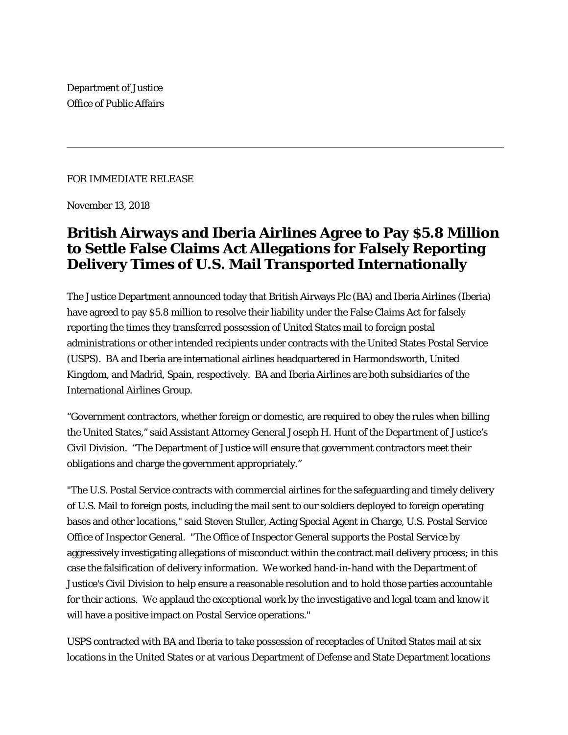Department of Justice
Office of Public Affairs

---

FOR IMMEDIATE RELEASE

November 13, 2018

# British Airways and Iberia Airlines Agree to Pay $5.8 Million to Settle False Claims Act Allegations for Falsely Reporting Delivery Times of U.S. Mail Transported Internationally

The Justice Department announced today that British Airways Plc (BA) and Iberia Airlines (Iberia) have agreed to pay $5.8 million to resolve their liability under the False Claims Act for falsely reporting the times they transferred possession of United States mail to foreign postal administrations or other intended recipients under contracts with the United States Postal Service (USPS). BA and Iberia are international airlines headquartered in Harmondsworth, United Kingdom, and Madrid, Spain, respectively. BA and Iberia Airlines are both subsidiaries of the International Airlines Group.

"Government contractors, whether foreign or domestic, are required to obey the rules when billing the United States," said Assistant Attorney General Joseph H. Hunt of the Department of Justice's Civil Division. "The Department of Justice will ensure that government contractors meet their obligations and charge the government appropriately."

"The U.S. Postal Service contracts with commercial airlines for the safeguarding and timely delivery of U.S. Mail to foreign posts, including the mail sent to our soldiers deployed to foreign operating bases and other locations," said Steven Stuller, Acting Special Agent in Charge, U.S. Postal Service Office of Inspector General. "The Office of Inspector General supports the Postal Service by aggressively investigating allegations of misconduct within the contract mail delivery process; in this case the falsification of delivery information. We worked hand-in-hand with the Department of Justice's Civil Division to help ensure a reasonable resolution and to hold those parties accountable for their actions. We applaud the exceptional work by the investigative and legal team and know it will have a positive impact on Postal Service operations."

USPS contracted with BA and Iberia to take possession of receptacles of United States mail at six locations in the United States or at various Department of Defense and State Department locations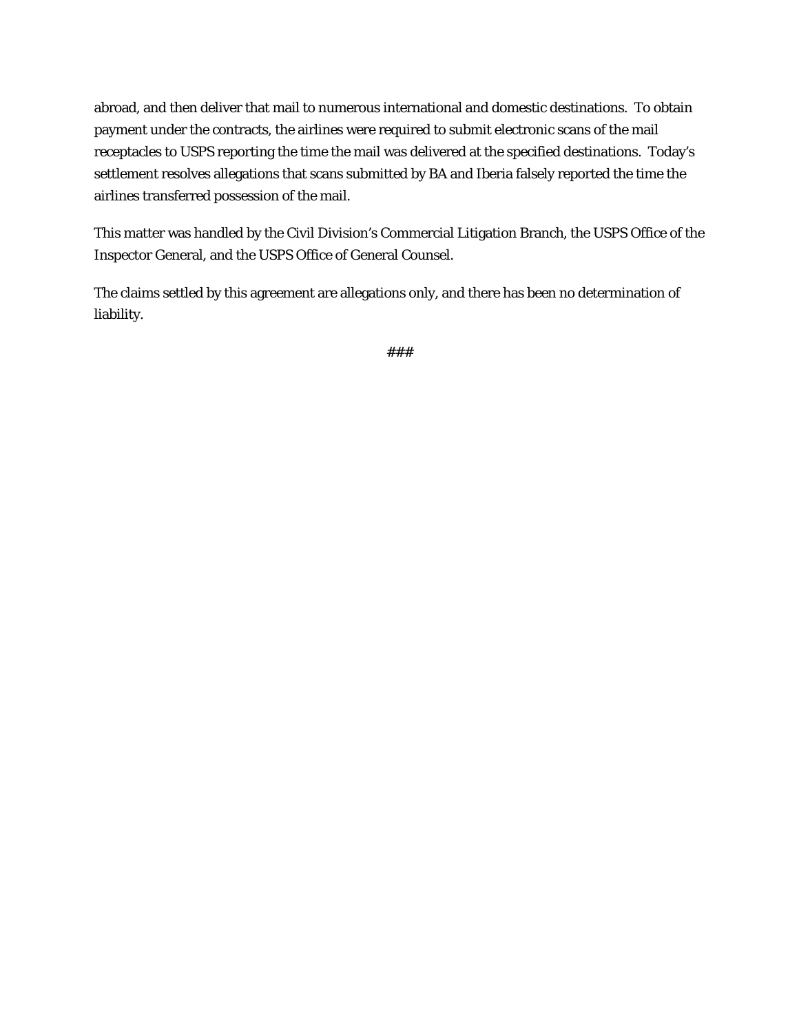abroad, and then deliver that mail to numerous international and domestic destinations. To obtain payment under the contracts, the airlines were required to submit electronic scans of the mail receptacles to USPS reporting the time the mail was delivered at the specified destinations. Today's settlement resolves allegations that scans submitted by BA and Iberia falsely reported the time the airlines transferred possession of the mail.

This matter was handled by the Civil Division's Commercial Litigation Branch, the USPS Office of the Inspector General, and the USPS Office of General Counsel.

The claims settled by this agreement are allegations only, and there has been no determination of liability.

###